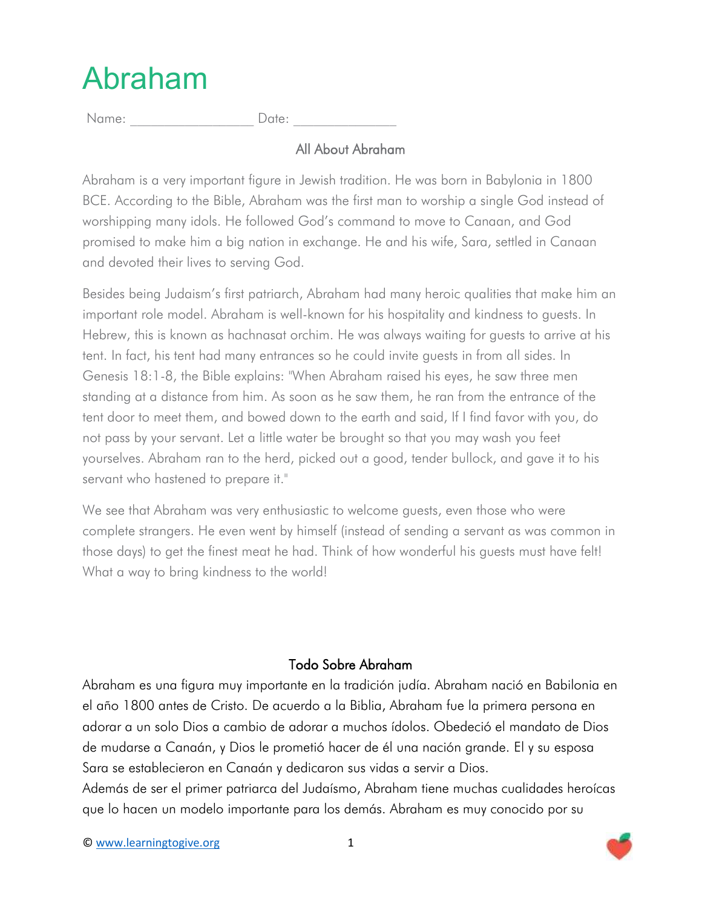# Abraham

Name: ________________ Date: ______________

## All About Abraham

Abraham is a very important figure in Jewish tradition. He was born in Babylonia in 1800 BCE. According to the Bible, Abraham was the first man to worship a single God instead of worshipping many idols. He followed God's command to move to Canaan, and God promised to make him a big nation in exchange. He and his wife, Sara, settled in Canaan and devoted their lives to serving God.

Besides being Judaism's first patriarch, Abraham had many heroic qualities that make him an important role model. Abraham is well-known for his hospitality and kindness to guests. In Hebrew, this is known as hachnasat orchim. He was always waiting for guests to arrive at his tent. In fact, his tent had many entrances so he could invite guests in from all sides. In Genesis 18:1-8, the Bible explains: "When Abraham raised his eyes, he saw three men standing at a distance from him. As soon as he saw them, he ran from the entrance of the tent door to meet them, and bowed down to the earth and said, If I find favor with you, do not pass by your servant. Let a little water be brought so that you may wash you feet yourselves. Abraham ran to the herd, picked out a good, tender bullock, and gave it to his servant who hastened to prepare it."

We see that Abraham was very enthusiastic to welcome guests, even those who were complete strangers. He even went by himself (instead of sending a servant as was common in those days) to get the finest meat he had. Think of how wonderful his guests must have felt! What a way to bring kindness to the world!

## Todo Sobre Abraham

Abraham es una figura muy importante en la tradición judía. Abraham nació en Babilonia en el año 1800 antes de Cristo. De acuerdo a la Biblia, Abraham fue la primera persona en adorar a un solo Dios a cambio de adorar a muchos ídolos. Obedeció el mandato de Dios de mudarse a Canaán, y Dios le prometió hacer de él una nación grande. El y su esposa Sara se establecieron en Canaán y dedicaron sus vidas a servir a Dios.

Además de ser el primer patriarca del Judaísmo, Abraham tiene muchas cualidades heroícas que lo hacen un modelo importante para los demás. Abraham es muy conocido por su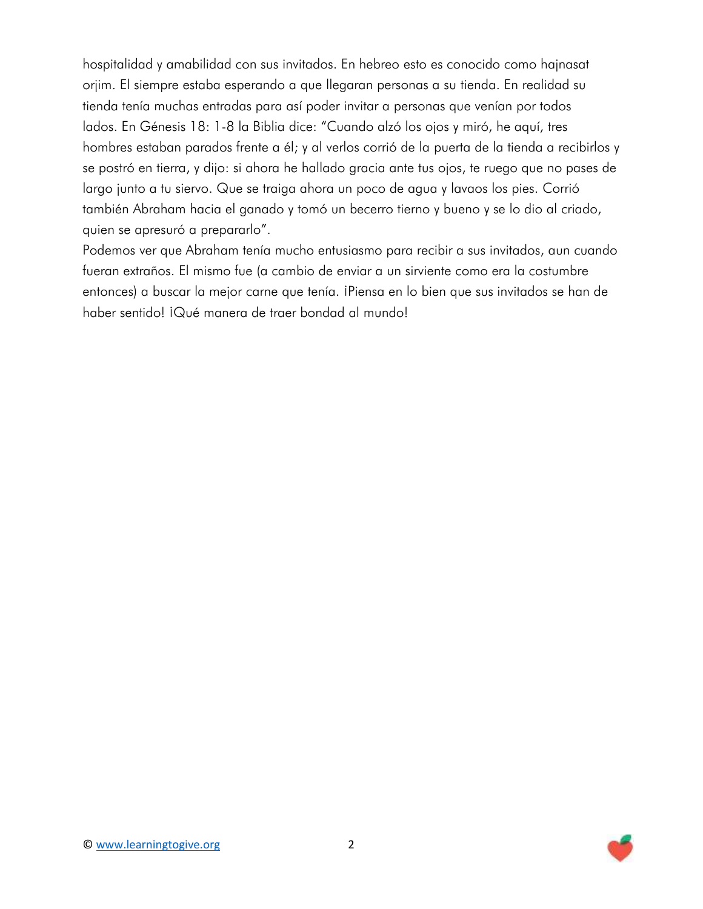hospitalidad y amabilidad con sus invitados. En hebreo esto es conocido como hajnasat orjim. El siempre estaba esperando a que llegaran personas a su tienda. En realidad su tienda tenía muchas entradas para así poder invitar a personas que venían por todos lados. En Génesis 18: 1-8 la Biblia dice: "Cuando alzó los ojos y miró, he aquí, tres hombres estaban parados frente a él; y al verlos corrió de la puerta de la tienda a recibirlos y se postró en tierra, y dijo: si ahora he hallado gracia ante tus ojos, te ruego que no pases de largo junto a tu siervo. Que se traiga ahora un poco de agua y lavaos los pies. Corrió también Abraham hacia el ganado y tomó un becerro tierno y bueno y se lo dio al criado, quien se apresuró a prepararlo".

Podemos ver que Abraham tenía mucho entusiasmo para recibir a sus invitados, aun cuando fueran extraños. El mismo fue (a cambio de enviar a un sirviente como era la costumbre entonces) a buscar la mejor carne que tenía. ¡Piensa en lo bien que sus invitados se han de haber sentido! ¡Qué manera de traer bondad al mundo!